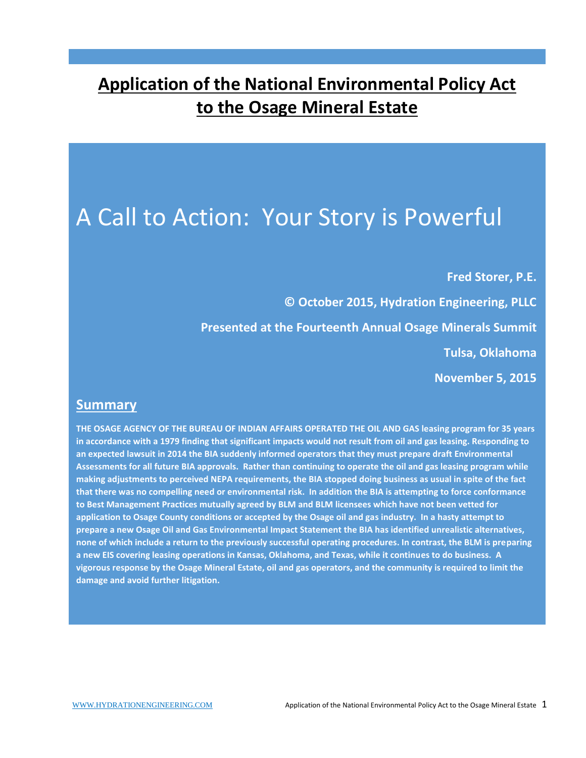# Application of the National Environmental Policy Act to the Osage Mineral Estate

## A Call to Action: Your Story is Powerful

**Fred Storer, P.E.**

**© October 2015, Hydration Engineering, PLLC**

**Presented at the Fourteenth Annual Osage Minerals Summit**

**Tulsa, Oklahoma**

**November 5, 2015**

## Summary

**THE OSAGE AGENCY OF THE BUREAU OF INDIAN AFFAIRS OPERATED THE OIL AND GAS leasing program for 35 years in accordance with a 1979 finding that significant impacts would not result from oil and gas leasing. Responding to an expected lawsuit in 2014 the BIA suddenly informed operators that they must prepare draft Environmental Assessments for all future BIA approvals. Rather than continuing to operate the oil and gas leasing program while making adjustments to perceived NEPA requirements, the BIA stopped doing business as usual in spite of the fact that there was no compelling need or environmental risk. In addition the BIA is attempting to force conformance to Best Management Practices mutually agreed by BLM and BLM licensees which have not been vetted for application to Osage County conditions or accepted by the Osage oil and gas industry. In a hasty attempt to prepare a new Osage Oil and Gas Environmental Impact Statement the BIA has identified unrealistic alternatives, none of which include a return to the previously successful operating procedures. In contrast, the BLM is preparing a new EIS covering leasing operations in Kansas, Oklahoma, and Texas, while it continues to do business. A vigorous response by the Osage Mineral Estate, oil and gas operators, and the community is required to limit the damage and avoid further litigation.**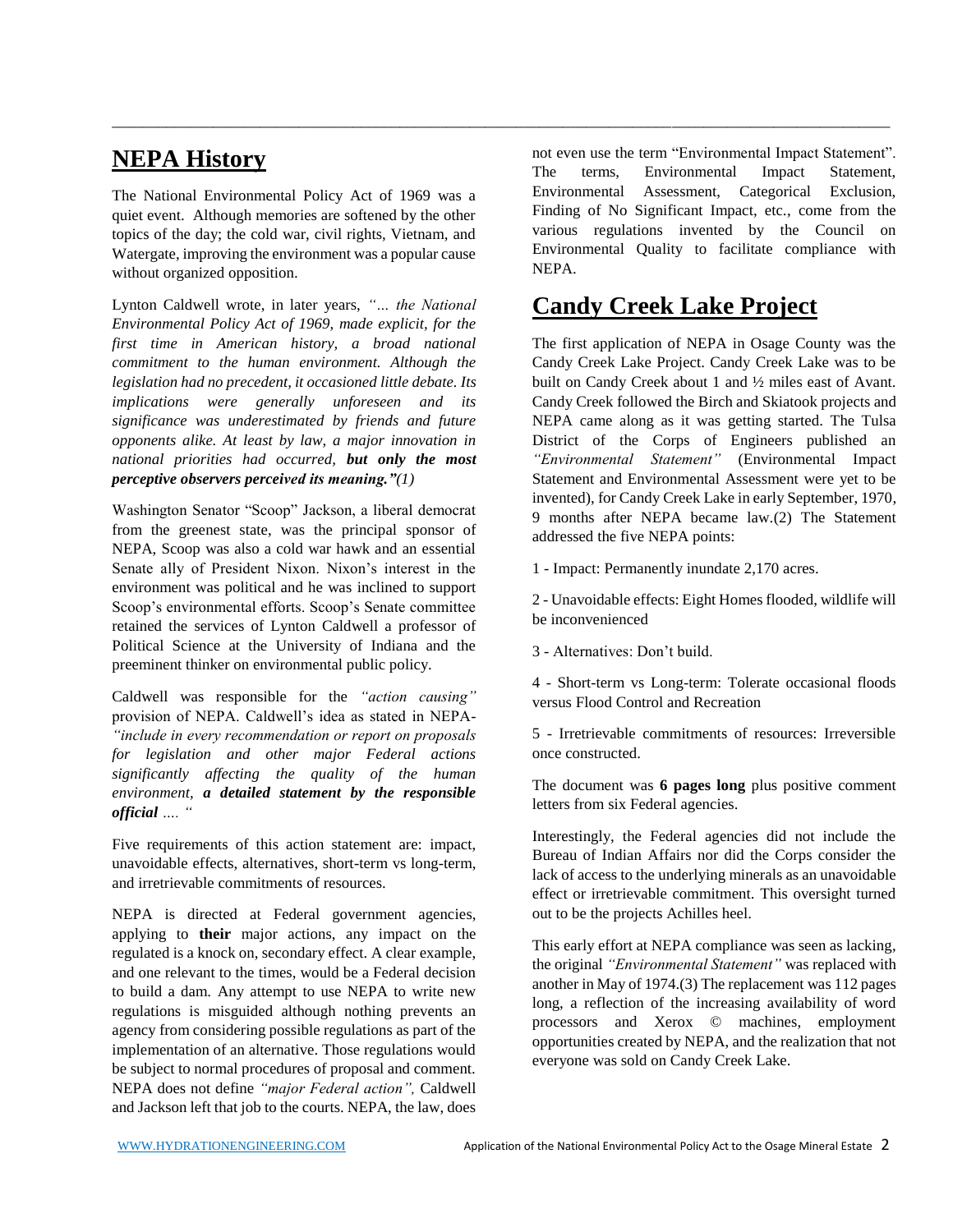## NEPA History

The National Environmental Policy Act of 1969 was a quiet event. Although memories are softened by the other topics of the day; the cold war, civil rights, Vietnam, and Watergate, improving the environment was a popular cause without organized opposition.

Lynton Caldwell wrote, in later years, *"… the National Environmental Policy Act of 1969, made explicit, for the first time in American history, a broad national commitment to the human environment. Although the legislation had no precedent, it occasioned little debate. Its implications were generally unforeseen and its significance was underestimated by friends and future opponents alike. At least by law, a major innovation in national priorities had occurred, **but only the most perceptive observers perceived its meaning."**(1)*

Washington Senator "Scoop" Jackson, a liberal democrat from the greenest state, was the principal sponsor of NEPA, Scoop was also a cold war hawk and an essential Senate ally of President Nixon. Nixon's interest in the environment was political and he was inclined to support Scoop's environmental efforts. Scoop's Senate committee retained the services of Lynton Caldwell a professor of Political Science at the University of Indiana and the preeminent thinker on environmental public policy.

Caldwell was responsible for the *"action causing"* provision of NEPA. Caldwell's idea as stated in NEPA- *"include in every recommendation or report on proposals for legislation and other major Federal actions significantly affecting the quality of the human environment, **a detailed statement by the responsible official** …. "*

Five requirements of this action statement are: impact, unavoidable effects, alternatives, short-term vs long-term, and irretrievable commitments of resources.

NEPA is directed at Federal government agencies, applying to **their** major actions, any impact on the regulated is a knock on, secondary effect. A clear example, and one relevant to the times, would be a Federal decision to build a dam. Any attempt to use NEPA to write new regulations is misguided although nothing prevents an agency from considering possible regulations as part of the implementation of an alternative. Those regulations would be subject to normal procedures of proposal and comment. NEPA does not define *"major Federal action",* Caldwell and Jackson left that job to the courts. NEPA, the law, does not even use the term "Environmental Impact Statement". The terms, Environmental Impact Statement, Environmental Assessment, Categorical Exclusion, Finding of No Significant Impact, etc., come from the various regulations invented by the Council on Environmental Quality to facilitate compliance with NEPA.

## Candy Creek Lake Project

The first application of NEPA in Osage County was the Candy Creek Lake Project. Candy Creek Lake was to be built on Candy Creek about 1 and ½ miles east of Avant. Candy Creek followed the Birch and Skiatook projects and NEPA came along as it was getting started. The Tulsa District of the Corps of Engineers published an *"Environmental Statement"* (Environmental Impact Statement and Environmental Assessment were yet to be invented), for Candy Creek Lake in early September, 1970, 9 months after NEPA became law.(2) The Statement addressed the five NEPA points:

1 - Impact: Permanently inundate 2,170 acres.

2 - Unavoidable effects: Eight Homes flooded, wildlife will be inconvenienced

3 - Alternatives: Don't build.

4 - Short-term vs Long-term: Tolerate occasional floods versus Flood Control and Recreation

5 - Irretrievable commitments of resources: Irreversible once constructed.

The document was **6 pages long** plus positive comment letters from six Federal agencies.

Interestingly, the Federal agencies did not include the Bureau of Indian Affairs nor did the Corps consider the lack of access to the underlying minerals as an unavoidable effect or irretrievable commitment. This oversight turned out to be the projects Achilles heel.

This early effort at NEPA compliance was seen as lacking, the original *"Environmental Statement"* was replaced with another in May of 1974.(3) The replacement was 112 pages long, a reflection of the increasing availability of word processors and Xerox © machines, employment opportunities created by NEPA, and the realization that not everyone was sold on Candy Creek Lake.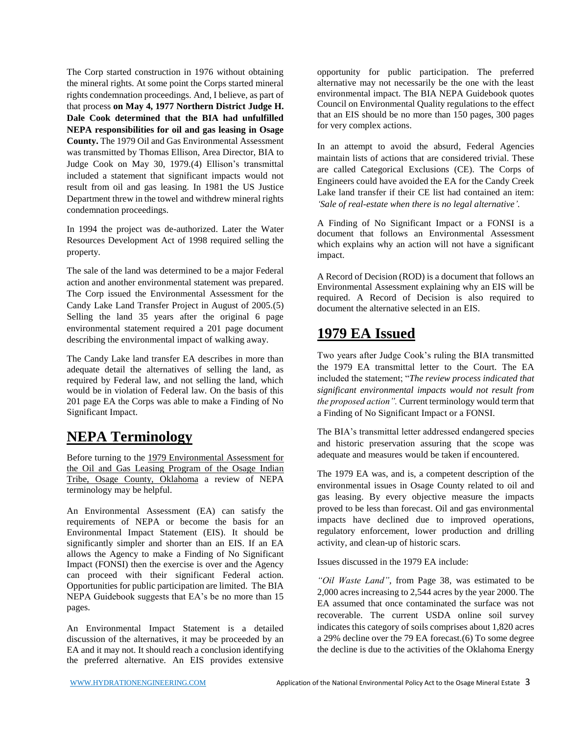The Corp started construction in 1976 without obtaining the mineral rights. At some point the Corps started mineral rights condemnation proceedings. And, I believe, as part of that process **on May 4, 1977 Northern District Judge H. Dale Cook determined that the BIA had unfulfilled NEPA responsibilities for oil and gas leasing in Osage County.** The 1979 Oil and Gas Environmental Assessment was transmitted by Thomas Ellison, Area Director, BIA to Judge Cook on May 30, 1979.(4) Ellison's transmittal included a statement that significant impacts would not result from oil and gas leasing. In 1981 the US Justice Department threw in the towel and withdrew mineral rights condemnation proceedings.

In 1994 the project was de-authorized. Later the Water Resources Development Act of 1998 required selling the property.

The sale of the land was determined to be a major Federal action and another environmental statement was prepared. The Corp issued the Environmental Assessment for the Candy Lake Land Transfer Project in August of 2005.(5) Selling the land 35 years after the original 6 page environmental statement required a 201 page document describing the environmental impact of walking away.

The Candy Lake land transfer EA describes in more than adequate detail the alternatives of selling the land, as required by Federal law, and not selling the land, which would be in violation of Federal law. On the basis of this 201 page EA the Corps was able to make a Finding of No Significant Impact.

## NEPA Terminology

Before turning to the 1979 Environmental Assessment for the Oil and Gas Leasing Program of the Osage Indian Tribe, Osage County, Oklahoma a review of NEPA terminology may be helpful.

An Environmental Assessment (EA) can satisfy the requirements of NEPA or become the basis for an Environmental Impact Statement (EIS). It should be significantly simpler and shorter than an EIS. If an EA allows the Agency to make a Finding of No Significant Impact (FONSI) then the exercise is over and the Agency can proceed with their significant Federal action. Opportunities for public participation are limited. The BIA NEPA Guidebook suggests that EA's be no more than 15 pages.

An Environmental Impact Statement is a detailed discussion of the alternatives, it may be proceeded by an EA and it may not. It should reach a conclusion identifying the preferred alternative. An EIS provides extensive opportunity for public participation. The preferred alternative may not necessarily be the one with the least environmental impact. The BIA NEPA Guidebook quotes Council on Environmental Quality regulations to the effect that an EIS should be no more than 150 pages, 300 pages for very complex actions.

In an attempt to avoid the absurd, Federal Agencies maintain lists of actions that are considered trivial. These are called Categorical Exclusions (CE). The Corps of Engineers could have avoided the EA for the Candy Creek Lake land transfer if their CE list had contained an item: *'Sale of real-estate when there is no legal alternative'.*

A Finding of No Significant Impact or a FONSI is a document that follows an Environmental Assessment which explains why an action will not have a significant impact.

A Record of Decision (ROD) is a document that follows an Environmental Assessment explaining why an EIS will be required. A Record of Decision is also required to document the alternative selected in an EIS.

## 1979 EA Issued

Two years after Judge Cook's ruling the BIA transmitted the 1979 EA transmittal letter to the Court. The EA included the statement; "*The review process indicated that significant environmental impacts would not result from the proposed action".* Current terminology would term that a Finding of No Significant Impact or a FONSI.

The BIA's transmittal letter addressed endangered species and historic preservation assuring that the scope was adequate and measures would be taken if encountered.

The 1979 EA was, and is, a competent description of the environmental issues in Osage County related to oil and gas leasing. By every objective measure the impacts proved to be less than forecast. Oil and gas environmental impacts have declined due to improved operations, regulatory enforcement, lower production and drilling activity, and clean-up of historic scars.

Issues discussed in the 1979 EA include:

*"Oil Waste Land",* from Page 38, was estimated to be 2,000 acres increasing to 2,544 acres by the year 2000. The EA assumed that once contaminated the surface was not recoverable. The current USDA online soil survey indicates this category of soils comprises about 1,820 acres a 29% decline over the 79 EA forecast.(6) To some degree the decline is due to the activities of the Oklahoma Energy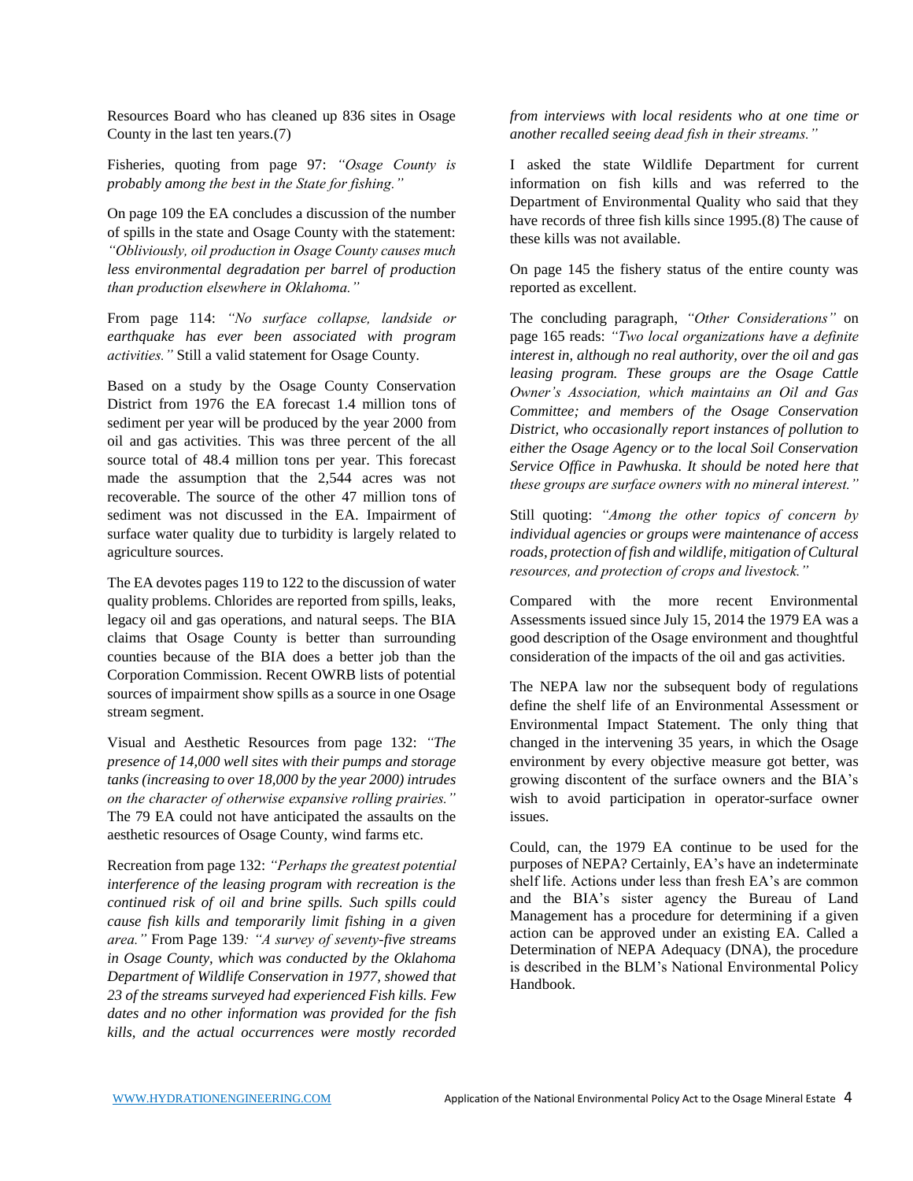Resources Board who has cleaned up 836 sites in Osage County in the last ten years.(7)

Fisheries, quoting from page 97: *"Osage County is probably among the best in the State for fishing."*

On page 109 the EA concludes a discussion of the number of spills in the state and Osage County with the statement: *"Obliviously, oil production in Osage County causes much less environmental degradation per barrel of production than production elsewhere in Oklahoma."*

From page 114: *"No surface collapse, landside or earthquake has ever been associated with program activities."* Still a valid statement for Osage County.

Based on a study by the Osage County Conservation District from 1976 the EA forecast 1.4 million tons of sediment per year will be produced by the year 2000 from oil and gas activities. This was three percent of the all source total of 48.4 million tons per year. This forecast made the assumption that the 2,544 acres was not recoverable. The source of the other 47 million tons of sediment was not discussed in the EA. Impairment of surface water quality due to turbidity is largely related to agriculture sources.

The EA devotes pages 119 to 122 to the discussion of water quality problems. Chlorides are reported from spills, leaks, legacy oil and gas operations, and natural seeps. The BIA claims that Osage County is better than surrounding counties because of the BIA does a better job than the Corporation Commission. Recent OWRB lists of potential sources of impairment show spills as a source in one Osage stream segment.

Visual and Aesthetic Resources from page 132: *"The presence of 14,000 well sites with their pumps and storage tanks (increasing to over 18,000 by the year 2000) intrudes on the character of otherwise expansive rolling prairies."* The 79 EA could not have anticipated the assaults on the aesthetic resources of Osage County, wind farms etc.

Recreation from page 132: *"Perhaps the greatest potential interference of the leasing program with recreation is the continued risk of oil and brine spills. Such spills could cause fish kills and temporarily limit fishing in a given area."* From Page 139*: "A survey of seventy-five streams in Osage County, which was conducted by the Oklahoma Department of Wildlife Conservation in 1977, showed that 23 of the streams surveyed had experienced Fish kills. Few dates and no other information was provided for the fish kills, and the actual occurrences were mostly recorded from interviews with local residents who at one time or another recalled seeing dead fish in their streams."*

I asked the state Wildlife Department for current information on fish kills and was referred to the Department of Environmental Quality who said that they have records of three fish kills since 1995.(8) The cause of these kills was not available.

On page 145 the fishery status of the entire county was reported as excellent.

The concluding paragraph, *"Other Considerations"* on page 165 reads: *"Two local organizations have a definite interest in, although no real authority, over the oil and gas leasing program. These groups are the Osage Cattle Owner's Association, which maintains an Oil and Gas Committee; and members of the Osage Conservation District, who occasionally report instances of pollution to either the Osage Agency or to the local Soil Conservation Service Office in Pawhuska. It should be noted here that these groups are surface owners with no mineral interest."*

Still quoting: *"Among the other topics of concern by individual agencies or groups were maintenance of access roads, protection of fish and wildlife, mitigation of Cultural resources, and protection of crops and livestock."*

Compared with the more recent Environmental Assessments issued since July 15, 2014 the 1979 EA was a good description of the Osage environment and thoughtful consideration of the impacts of the oil and gas activities.

The NEPA law nor the subsequent body of regulations define the shelf life of an Environmental Assessment or Environmental Impact Statement. The only thing that changed in the intervening 35 years, in which the Osage environment by every objective measure got better, was growing discontent of the surface owners and the BIA's wish to avoid participation in operator-surface owner issues.

Could, can, the 1979 EA continue to be used for the purposes of NEPA? Certainly, EA's have an indeterminate shelf life. Actions under less than fresh EA's are common and the BIA's sister agency the Bureau of Land Management has a procedure for determining if a given action can be approved under an existing EA. Called a Determination of NEPA Adequacy (DNA), the procedure is described in the BLM's National Environmental Policy Handbook.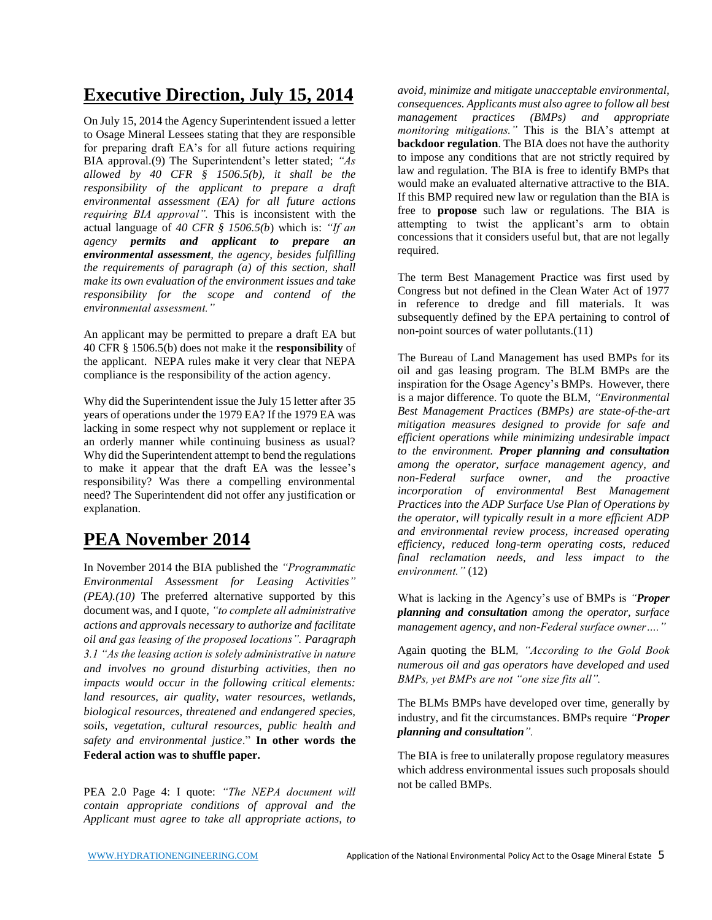## Executive Direction, July 15, 2014

On July 15, 2014 the Agency Superintendent issued a letter to Osage Mineral Lessees stating that they are responsible for preparing draft EA's for all future actions requiring BIA approval.(9) The Superintendent's letter stated; *"As allowed by 40 CFR § 1506.5(b), it shall be the responsibility of the applicant to prepare a draft environmental assessment (EA) for all future actions requiring BIA approval".* This is inconsistent with the actual language of *40 CFR § 1506.5(b)* which is: *"If an agency **permits and applicant to prepare an environmental assessment**, the agency, besides fulfilling the requirements of paragraph (a) of this section, shall make its own evaluation of the environment issues and take responsibility for the scope and contend of the environmental assessment."*

An applicant may be permitted to prepare a draft EA but 40 CFR § 1506.5(b) does not make it the **responsibility** of the applicant. NEPA rules make it very clear that NEPA compliance is the responsibility of the action agency.

Why did the Superintendent issue the July 15 letter after 35 years of operations under the 1979 EA? If the 1979 EA was lacking in some respect why not supplement or replace it an orderly manner while continuing business as usual? Why did the Superintendent attempt to bend the regulations to make it appear that the draft EA was the lessee's responsibility? Was there a compelling environmental need? The Superintendent did not offer any justification or explanation.

## PEA November 2014

In November 2014 the BIA published the *"Programmatic Environmental Assessment for Leasing Activities" (PEA).(10)* The preferred alternative supported by this document was, and I quote, *"to complete all administrative actions and approvals necessary to authorize and facilitate oil and gas leasing of the proposed locations". Paragraph 3.1 "As the leasing action is solely administrative in nature and involves no ground disturbing activities, then no impacts would occur in the following critical elements: land resources, air quality, water resources, wetlands, biological resources, threatened and endangered species, soils, vegetation, cultural resources, public health and safety and environmental justice*." **In other words the Federal action was to shuffle paper.**

PEA 2.0 Page 4: I quote: *"The NEPA document will contain appropriate conditions of approval and the Applicant must agree to take all appropriate actions, to avoid, minimize and mitigate unacceptable environmental, consequences. Applicants must also agree to follow all best management practices (BMPs) and appropriate monitoring mitigations."* This is the BIA's attempt at **backdoor regulation**. The BIA does not have the authority to impose any conditions that are not strictly required by law and regulation. The BIA is free to identify BMPs that would make an evaluated alternative attractive to the BIA. If this BMP required new law or regulation than the BIA is free to **propose** such law or regulations. The BIA is attempting to twist the applicant's arm to obtain concessions that it considers useful but, that are not legally required.

The term Best Management Practice was first used by Congress but not defined in the Clean Water Act of 1977 in reference to dredge and fill materials. It was subsequently defined by the EPA pertaining to control of non-point sources of water pollutants.(11)

The Bureau of Land Management has used BMPs for its oil and gas leasing program. The BLM BMPs are the inspiration for the Osage Agency's BMPs. However, there is a major difference. To quote the BLM, *"Environmental Best Management Practices (BMPs) are state-of-the-art mitigation measures designed to provide for safe and efficient operations while minimizing undesirable impact to the environment. **Proper planning and consultation** among the operator, surface management agency, and non-Federal surface owner, and the proactive incorporation of environmental Best Management Practices into the ADP Surface Use Plan of Operations by the operator, will typically result in a more efficient ADP and environmental review process, increased operating efficiency, reduced long-term operating costs, reduced final reclamation needs, and less impact to the environment."* (12)

What is lacking in the Agency's use of BMPs is *"**Proper planning and consultation** among the operator, surface management agency, and non-Federal surface owner…."*

Again quoting the BLM, *"According to the Gold Book numerous oil and gas operators have developed and used BMPs, yet BMPs are not "one size fits all".*

The BLMs BMPs have developed over time, generally by industry, and fit the circumstances. BMPs require *"**Proper planning and consultation**".*

The BIA is free to unilaterally propose regulatory measures which address environmental issues such proposals should not be called BMPs.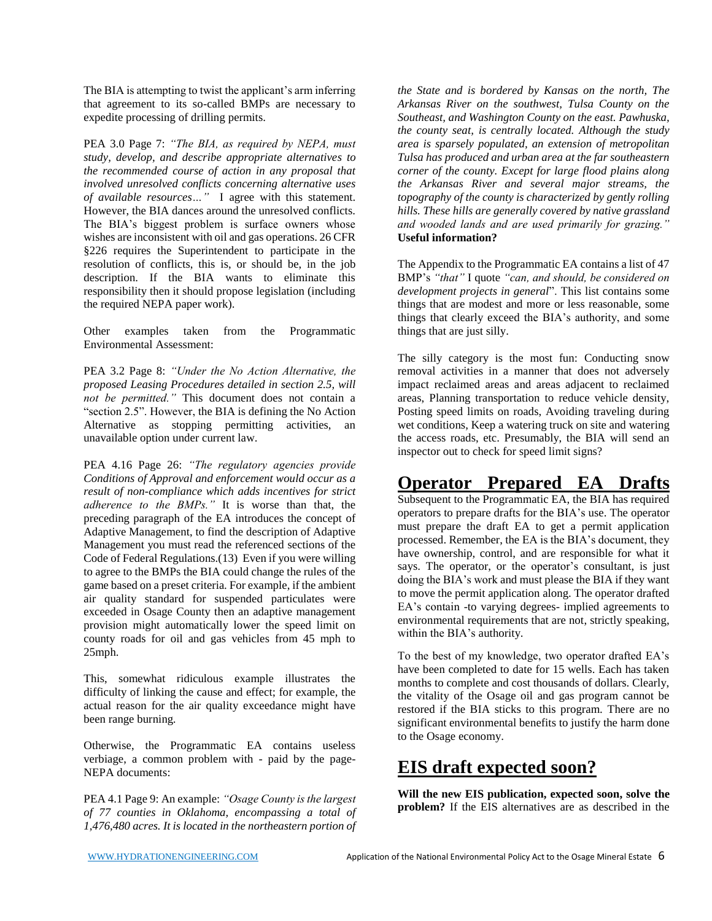The BIA is attempting to twist the applicant's arm inferring that agreement to its so-called BMPs are necessary to expedite processing of drilling permits.

PEA 3.0 Page 7: *"The BIA, as required by NEPA, must study, develop, and describe appropriate alternatives to the recommended course of action in any proposal that involved unresolved conflicts concerning alternative uses of available resources…"* I agree with this statement. However, the BIA dances around the unresolved conflicts. The BIA's biggest problem is surface owners whose wishes are inconsistent with oil and gas operations. 26 CFR §226 requires the Superintendent to participate in the resolution of conflicts, this is, or should be, in the job description. If the BIA wants to eliminate this responsibility then it should propose legislation (including the required NEPA paper work).

Other examples taken from the Programmatic Environmental Assessment:

PEA 3.2 Page 8: *"Under the No Action Alternative, the proposed Leasing Procedures detailed in section 2.5, will not be permitted."* This document does not contain a "section 2.5". However, the BIA is defining the No Action Alternative as stopping permitting activities, an unavailable option under current law.

PEA 4.16 Page 26: *"The regulatory agencies provide Conditions of Approval and enforcement would occur as a result of non-compliance which adds incentives for strict adherence to the BMPs."* It is worse than that, the preceding paragraph of the EA introduces the concept of Adaptive Management, to find the description of Adaptive Management you must read the referenced sections of the Code of Federal Regulations.(13) Even if you were willing to agree to the BMPs the BIA could change the rules of the game based on a preset criteria. For example, if the ambient air quality standard for suspended particulates were exceeded in Osage County then an adaptive management provision might automatically lower the speed limit on county roads for oil and gas vehicles from 45 mph to 25mph.

This, somewhat ridiculous example illustrates the difficulty of linking the cause and effect; for example, the actual reason for the air quality exceedance might have been range burning.

Otherwise, the Programmatic EA contains useless verbiage, a common problem with - paid by the page- NEPA documents:

PEA 4.1 Page 9: An example: *"Osage County is the largest of 77 counties in Oklahoma, encompassing a total of 1,476,480 acres. It is located in the northeastern portion of the State and is bordered by Kansas on the north, The Arkansas River on the southwest, Tulsa County on the Southeast, and Washington County on the east. Pawhuska, the county seat, is centrally located. Although the study area is sparsely populated, an extension of metropolitan Tulsa has produced and urban area at the far southeastern corner of the county. Except for large flood plains along the Arkansas River and several major streams, the topography of the county is characterized by gently rolling hills. These hills are generally covered by native grassland and wooded lands and are used primarily for grazing."* **Useful information?**

The Appendix to the Programmatic EA contains a list of 47 BMP's *"that"* I quote *"can, and should, be considered on development projects in general*". This list contains some things that are modest and more or less reasonable, some things that clearly exceed the BIA's authority, and some things that are just silly.

The silly category is the most fun: Conducting snow removal activities in a manner that does not adversely impact reclaimed areas and areas adjacent to reclaimed areas, Planning transportation to reduce vehicle density, Posting speed limits on roads, Avoiding traveling during wet conditions, Keep a watering truck on site and watering the access roads, etc. Presumably, the BIA will send an inspector out to check for speed limit signs?

## Operator Prepared EA Drafts

Subsequent to the Programmatic EA, the BIA has required operators to prepare drafts for the BIA's use. The operator must prepare the draft EA to get a permit application processed. Remember, the EA is the BIA's document, they have ownership, control, and are responsible for what it says. The operator, or the operator's consultant, is just doing the BIA's work and must please the BIA if they want to move the permit application along. The operator drafted EA's contain -to varying degrees- implied agreements to environmental requirements that are not, strictly speaking, within the BIA's authority.

To the best of my knowledge, two operator drafted EA's have been completed to date for 15 wells. Each has taken months to complete and cost thousands of dollars. Clearly, the vitality of the Osage oil and gas program cannot be restored if the BIA sticks to this program. There are no significant environmental benefits to justify the harm done to the Osage economy.

## EIS draft expected soon?

**Will the new EIS publication, expected soon, solve the problem?** If the EIS alternatives are as described in the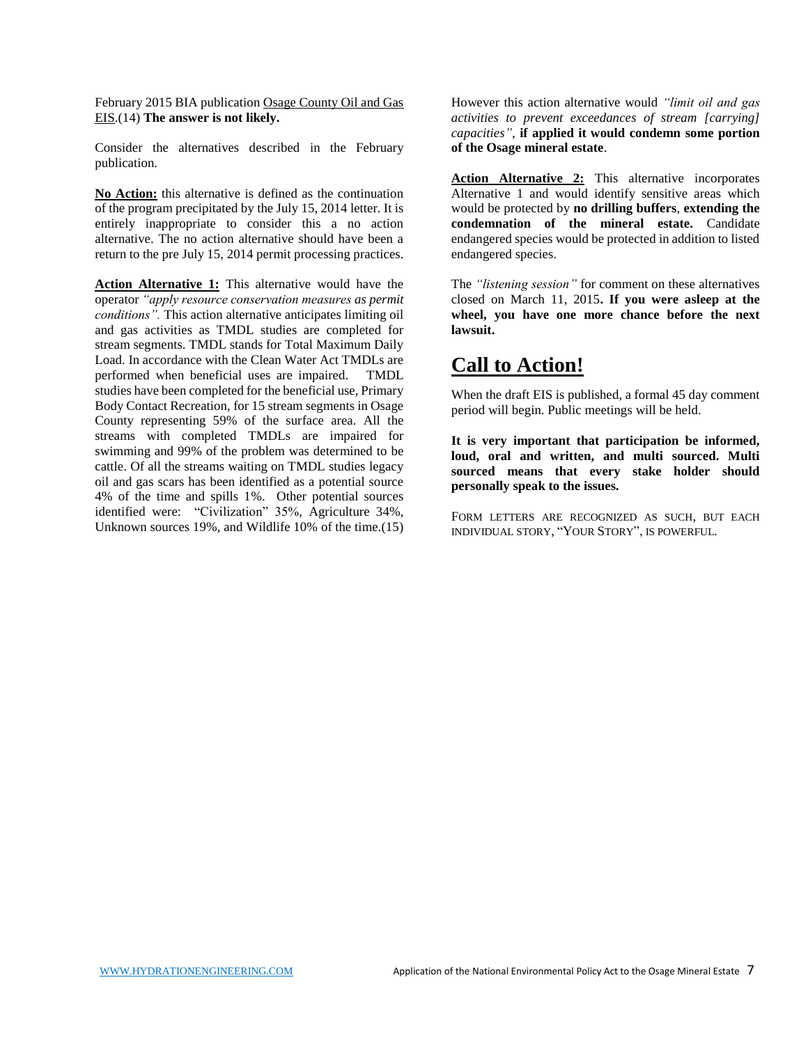February 2015 BIA publication Osage County Oil and Gas EIS.(14) **The answer is not likely.**

Consider the alternatives described in the February publication.

**No Action:** this alternative is defined as the continuation of the program precipitated by the July 15, 2014 letter. It is entirely inappropriate to consider this a no action alternative. The no action alternative should have been a return to the pre July 15, 2014 permit processing practices.

**Action Alternative 1:** This alternative would have the operator *"apply resource conservation measures as permit conditions".* This action alternative anticipates limiting oil and gas activities as TMDL studies are completed for stream segments. TMDL stands for Total Maximum Daily Load. In accordance with the Clean Water Act TMDLs are performed when beneficial uses are impaired. TMDL studies have been completed for the beneficial use, Primary Body Contact Recreation, for 15 stream segments in Osage County representing 59% of the surface area. All the streams with completed TMDLs are impaired for swimming and 99% of the problem was determined to be cattle. Of all the streams waiting on TMDL studies legacy oil and gas scars has been identified as a potential source 4% of the time and spills 1%. Other potential sources identified were: "Civilization" 35%, Agriculture 34%, Unknown sources 19%, and Wildlife 10% of the time.(15)

However this action alternative would *"limit oil and gas activities to prevent exceedances of stream [carrying] capacities"*, **if applied it would condemn some portion of the Osage mineral estate**.

**Action Alternative 2:** This alternative incorporates Alternative 1 and would identify sensitive areas which would be protected by **no drilling buffers**, **extending the condemnation of the mineral estate.** Candidate endangered species would be protected in addition to listed endangered species.

The *"listening session"* for comment on these alternatives closed on March 11, 2015**. If you were asleep at the wheel, you have one more chance before the next lawsuit.**

## Call to Action!

When the draft EIS is published, a formal 45 day comment period will begin. Public meetings will be held.

**It is very important that participation be informed, loud, oral and written, and multi sourced. Multi sourced means that every stake holder should personally speak to the issues.**

Form letters are recognized as such, but each individual story, "Your Story", is powerful.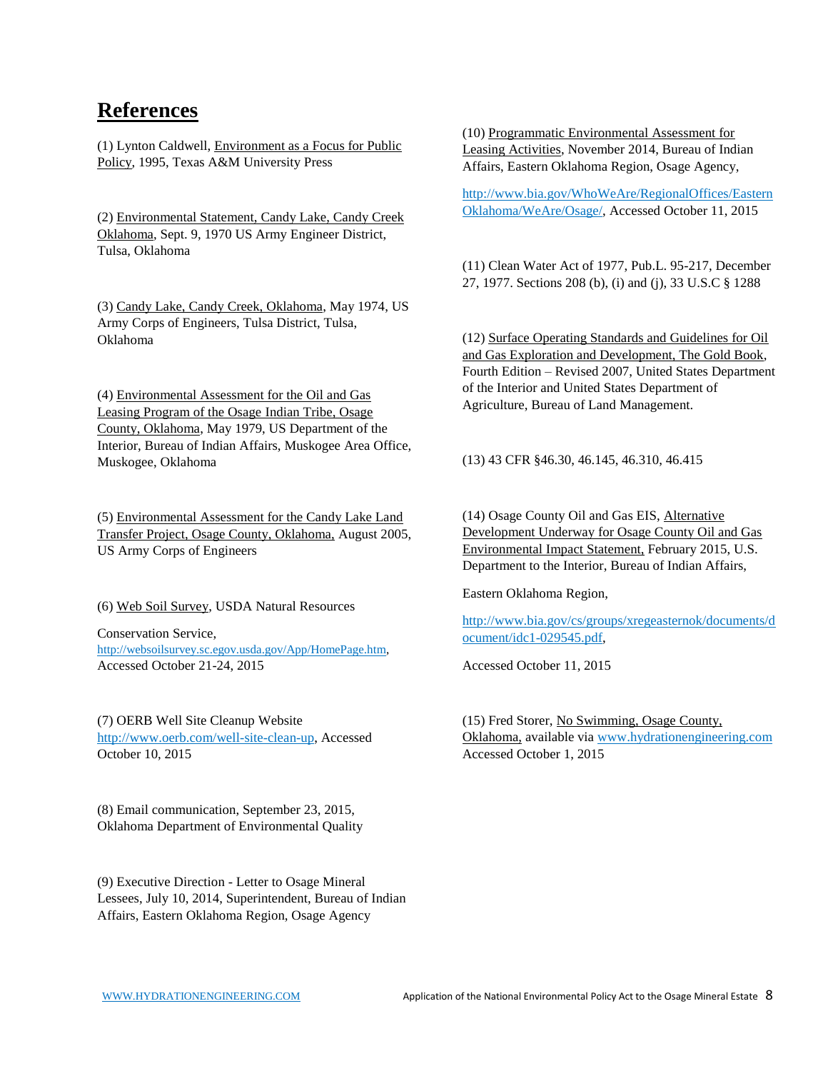# References

(1) Lynton Caldwell, Environment as a Focus for Public Policy, 1995, Texas A&M University Press

(2) Environmental Statement, Candy Lake, Candy Creek Oklahoma, Sept. 9, 1970 US Army Engineer District, Tulsa, Oklahoma

(3) Candy Lake, Candy Creek, Oklahoma, May 1974, US Army Corps of Engineers, Tulsa District, Tulsa, Oklahoma

(4) Environmental Assessment for the Oil and Gas Leasing Program of the Osage Indian Tribe, Osage County, Oklahoma, May 1979, US Department of the Interior, Bureau of Indian Affairs, Muskogee Area Office, Muskogee, Oklahoma

(5) Environmental Assessment for the Candy Lake Land Transfer Project, Osage County, Oklahoma, August 2005, US Army Corps of Engineers

(6) Web Soil Survey, USDA Natural Resources

Conservation Service, http://websoilsurvey.sc.egov.usda.gov/App/HomePage.htm, Accessed October 21-24, 2015

(7) OERB Well Site Cleanup Website http://www.oerb.com/well-site-clean-up, Accessed October 10, 2015

(8) Email communication, September 23, 2015, Oklahoma Department of Environmental Quality

(9) Executive Direction - Letter to Osage Mineral Lessees, July 10, 2014, Superintendent, Bureau of Indian Affairs, Eastern Oklahoma Region, Osage Agency

(10) Programmatic Environmental Assessment for Leasing Activities, November 2014, Bureau of Indian Affairs, Eastern Oklahoma Region, Osage Agency,

http://www.bia.gov/WhoWeAre/RegionalOffices/EasternOklahoma/WeAre/Osage/, Accessed October 11, 2015

(11) Clean Water Act of 1977, Pub.L. 95-217, December 27, 1977. Sections 208 (b), (i) and (j), 33 U.S.C § 1288

(12) Surface Operating Standards and Guidelines for Oil and Gas Exploration and Development, The Gold Book, Fourth Edition – Revised 2007, United States Department of the Interior and United States Department of Agriculture, Bureau of Land Management.

(13) 43 CFR §46.30, 46.145, 46.310, 46.415

(14) Osage County Oil and Gas EIS, Alternative Development Underway for Osage County Oil and Gas Environmental Impact Statement, February 2015, U.S. Department to the Interior, Bureau of Indian Affairs,

Eastern Oklahoma Region,

http://www.bia.gov/cs/groups/xregeasternok/documents/document/idc1-029545.pdf,

Accessed October 11, 2015

(15) Fred Storer, No Swimming, Osage County, Oklahoma, available via www.hydrationengineering.com Accessed October 1, 2015